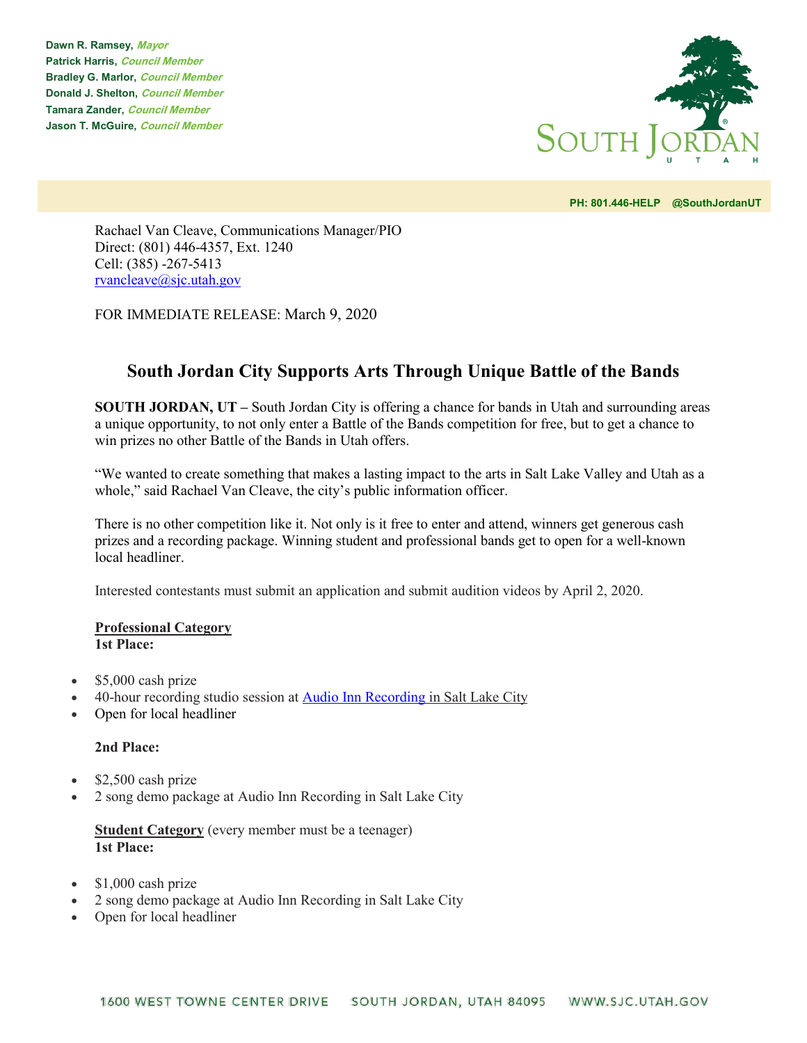**Dawn R. Ramsey,** *Mayor*
**Patrick Harris,** *Council Member*
**Bradley G. Marlor,** *Council Member*
**Donald J. Shelton,** *Council Member*
**Tamara Zander,** *Council Member*
**Jason T. McGuire,** *Council Member*

SOUTH JORDAN
UTAH

**PH: 801.446-HELP @SouthJordanUT**

Rachael Van Cleave, Communications Manager/PIO
Direct: (801) 446-4357, Ext. 1240
Cell: (385) -267-5413
rvancleave@sjc.utah.gov

FOR IMMEDIATE RELEASE: March 9, 2020

## South Jordan City Supports Arts Through Unique Battle of the Bands

**SOUTH JORDAN, UT –** South Jordan City is offering a chance for bands in Utah and surrounding areas a unique opportunity, to not only enter a Battle of the Bands competition for free, but to get a chance to win prizes no other Battle of the Bands in Utah offers.

"We wanted to create something that makes a lasting impact to the arts in Salt Lake Valley and Utah as a whole," said Rachael Van Cleave, the city's public information officer.

There is no other competition like it. Not only is it free to enter and attend, winners get generous cash prizes and a recording package. Winning student and professional bands get to open for a well-known local headliner.

Interested contestants must submit an application and submit audition videos by April 2, 2020.

**Professional Category**
**1st Place:**

- $5,000 cash prize
- 40-hour recording studio session at Audio Inn Recording in Salt Lake City
- Open for local headliner

**2nd Place:**

- $2,500 cash prize
- 2 song demo package at Audio Inn Recording in Salt Lake City

**Student Category** (every member must be a teenager)
**1st Place:**

- $1,000 cash prize
- 2 song demo package at Audio Inn Recording in Salt Lake City
- Open for local headliner

1600 WEST TOWNE CENTER DRIVE SOUTH JORDAN, UTAH 84095 WWW.SJC.UTAH.GOV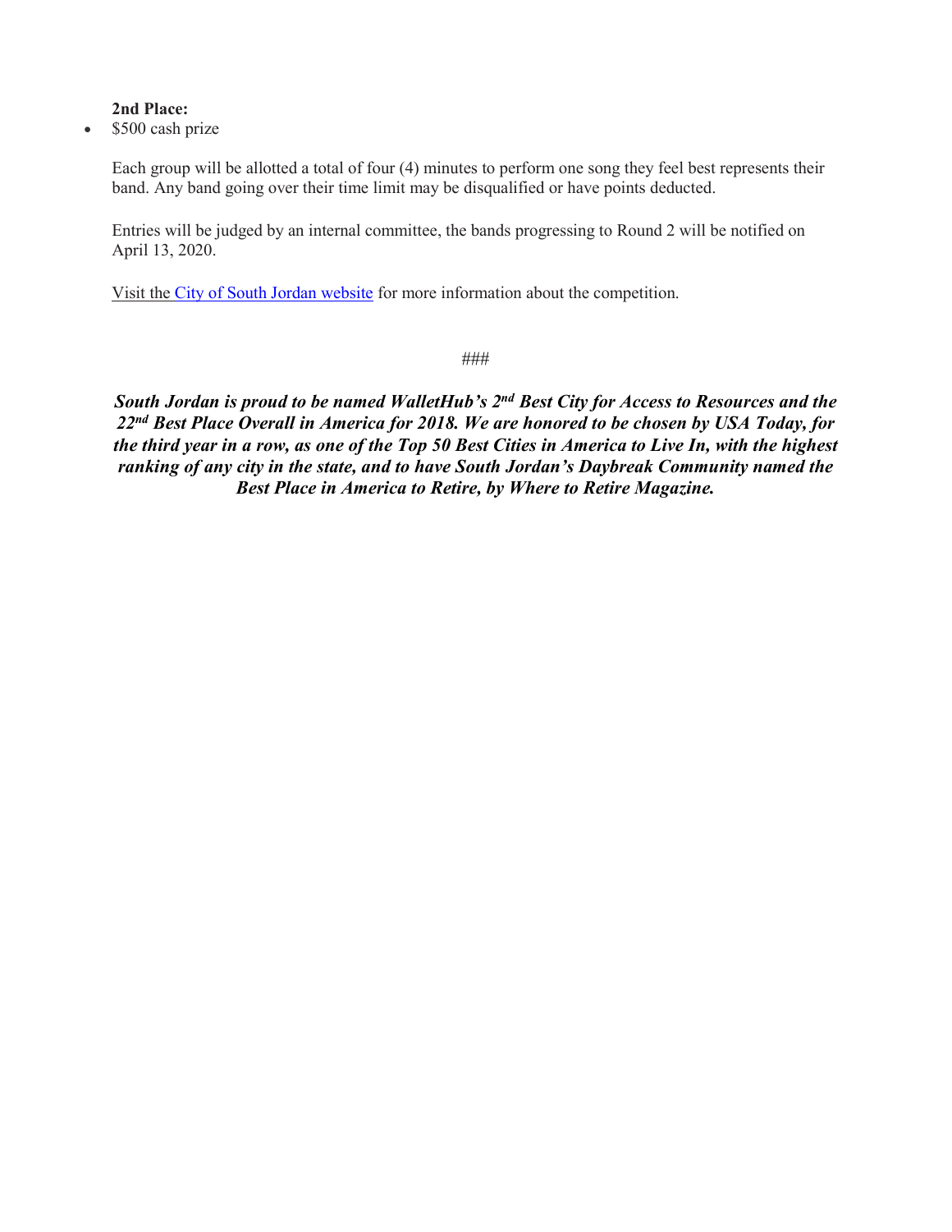**2nd Place:**

- $500 cash prize

Each group will be allotted a total of four (4) minutes to perform one song they feel best represents their band. Any band going over their time limit may be disqualified or have points deducted.

Entries will be judged by an internal committee, the bands progressing to Round 2 will be notified on April 13, 2020.

Visit the City of South Jordan website for more information about the competition.

###

***South Jordan is proud to be named WalletHub's 2nd Best City for Access to Resources and the 22nd Best Place Overall in America for 2018. We are honored to be chosen by USA Today, for the third year in a row, as one of the Top 50 Best Cities in America to Live In, with the highest ranking of any city in the state, and to have South Jordan's Daybreak Community named the Best Place in America to Retire, by Where to Retire Magazine.***